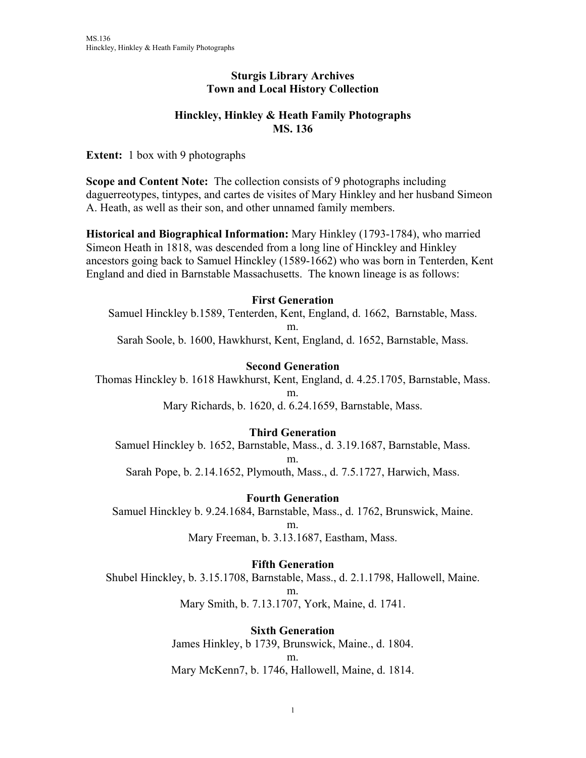**Sturgis Library Archives**
**Town and Local History Collection**

**Hinckley, Hinkley & Heath Family Photographs**
**MS. 136**

**Extent:** 1 box with 9 photographs

**Scope and Content Note:** The collection consists of 9 photographs including daguerreotypes, tintypes, and cartes de visites of Mary Hinkley and her husband Simeon A. Heath, as well as their son, and other unnamed family members.

**Historical and Biographical Information:** Mary Hinkley (1793-1784), who married Simeon Heath in 1818, was descended from a long line of Hinckley and Hinkley ancestors going back to Samuel Hinckley (1589-1662) who was born in Tenterden, Kent England and died in Barnstable Massachusetts. The known lineage is as follows:

**First Generation**

Samuel Hinckley b.1589, Tenterden, Kent, England, d. 1662, Barnstable, Mass.
m.
Sarah Soole, b. 1600, Hawkhurst, Kent, England, d. 1652, Barnstable, Mass.

**Second Generation**

Thomas Hinckley b. 1618 Hawkhurst, Kent, England, d. 4.25.1705, Barnstable, Mass.
m.
Mary Richards, b. 1620, d. 6.24.1659, Barnstable, Mass.

**Third Generation**

Samuel Hinckley b. 1652, Barnstable, Mass., d. 3.19.1687, Barnstable, Mass.
m.
Sarah Pope, b. 2.14.1652, Plymouth, Mass., d. 7.5.1727, Harwich, Mass.

**Fourth Generation**

Samuel Hinckley b. 9.24.1684, Barnstable, Mass., d. 1762, Brunswick, Maine.
m.
Mary Freeman, b. 3.13.1687, Eastham, Mass.

**Fifth Generation**

Shubel Hinckley, b. 3.15.1708, Barnstable, Mass., d. 2.1.1798, Hallowell, Maine.
m.
Mary Smith, b. 7.13.1707, York, Maine, d. 1741.

**Sixth Generation**

James Hinkley, b 1739, Brunswick, Maine., d. 1804.
m.
Mary McKenn7, b. 1746, Hallowell, Maine, d. 1814.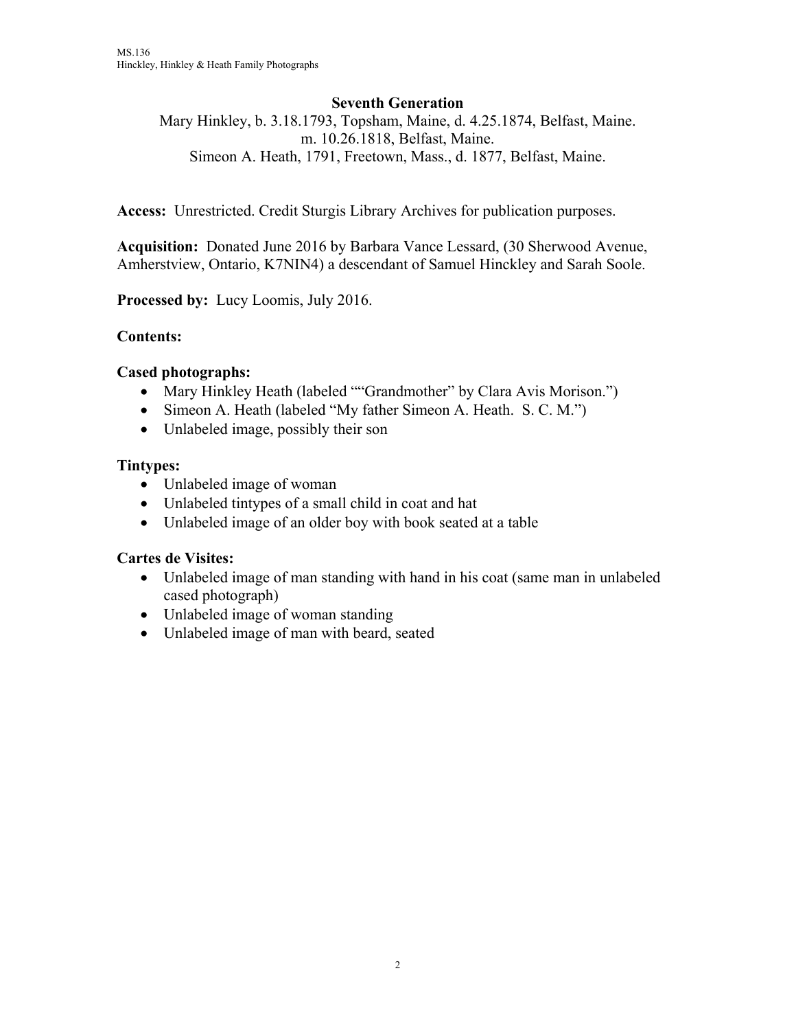## Seventh Generation

Mary Hinkley, b. 3.18.1793, Topsham, Maine, d. 4.25.1874, Belfast, Maine.
m. 10.26.1818, Belfast, Maine.
Simeon A. Heath, 1791, Freetown, Mass., d. 1877, Belfast, Maine.

**Access:** Unrestricted. Credit Sturgis Library Archives for publication purposes.

**Acquisition:** Donated June 2016 by Barbara Vance Lessard, (30 Sherwood Avenue, Amherstview, Ontario, K7NIN4) a descendant of Samuel Hinckley and Sarah Soole.

**Processed by:** Lucy Loomis, July 2016.

**Contents:**

**Cased photographs:**

- Mary Hinkley Heath (labeled "“Grandmother” by Clara Avis Morison.")
- Simeon A. Heath (labeled “My father Simeon A. Heath. S. C. M.”)
- Unlabeled image, possibly their son

**Tintypes:**

- Unlabeled image of woman
- Unlabeled tintypes of a small child in coat and hat
- Unlabeled image of an older boy with book seated at a table

**Cartes de Visites:**

- Unlabeled image of man standing with hand in his coat (same man in unlabeled cased photograph)
- Unlabeled image of woman standing
- Unlabeled image of man with beard, seated